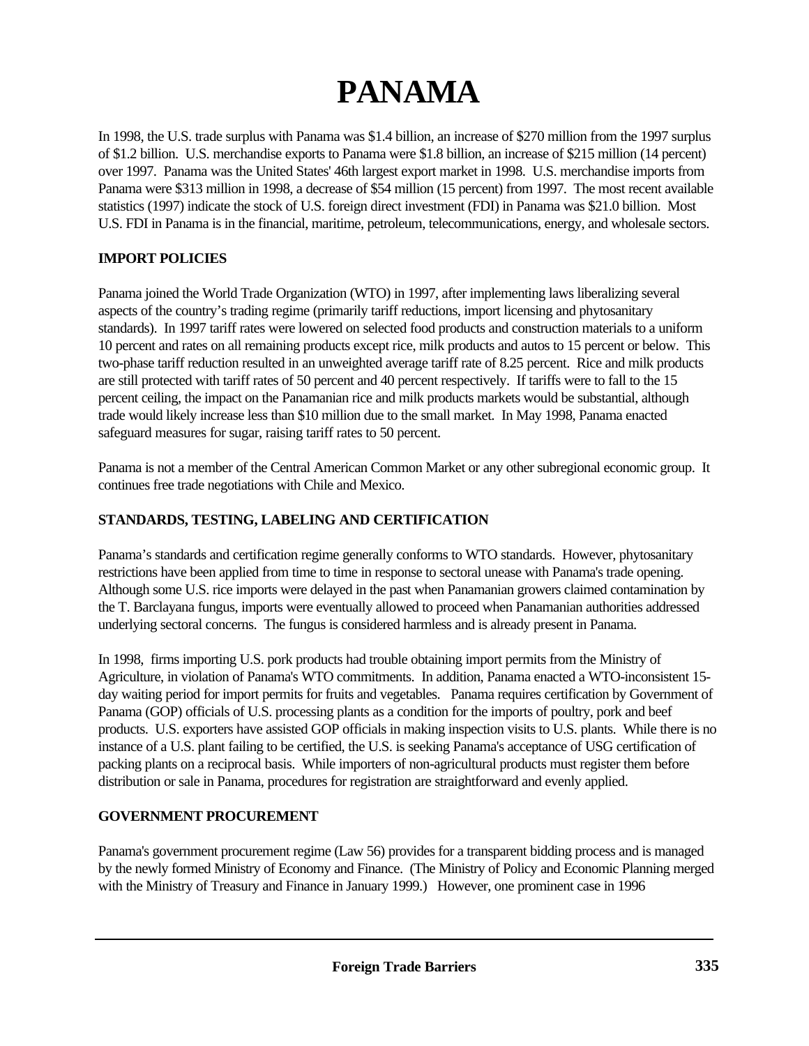# PANAMA

In 1998, the U.S. trade surplus with Panama was $1.4 billion, an increase of $270 million from the 1997 surplus of $1.2 billion. U.S. merchandise exports to Panama were $1.8 billion, an increase of $215 million (14 percent) over 1997. Panama was the United States' 46th largest export market in 1998. U.S. merchandise imports from Panama were $313 million in 1998, a decrease of $54 million (15 percent) from 1997. The most recent available statistics (1997) indicate the stock of U.S. foreign direct investment (FDI) in Panama was $21.0 billion. Most U.S. FDI in Panama is in the financial, maritime, petroleum, telecommunications, energy, and wholesale sectors.

## IMPORT POLICIES

Panama joined the World Trade Organization (WTO) in 1997, after implementing laws liberalizing several aspects of the country's trading regime (primarily tariff reductions, import licensing and phytosanitary standards). In 1997 tariff rates were lowered on selected food products and construction materials to a uniform 10 percent and rates on all remaining products except rice, milk products and autos to 15 percent or below. This two-phase tariff reduction resulted in an unweighted average tariff rate of 8.25 percent. Rice and milk products are still protected with tariff rates of 50 percent and 40 percent respectively. If tariffs were to fall to the 15 percent ceiling, the impact on the Panamanian rice and milk products markets would be substantial, although trade would likely increase less than $10 million due to the small market. In May 1998, Panama enacted safeguard measures for sugar, raising tariff rates to 50 percent.

Panama is not a member of the Central American Common Market or any other subregional economic group. It continues free trade negotiations with Chile and Mexico.

## STANDARDS, TESTING, LABELING AND CERTIFICATION

Panama's standards and certification regime generally conforms to WTO standards. However, phytosanitary restrictions have been applied from time to time in response to sectoral unease with Panama's trade opening. Although some U.S. rice imports were delayed in the past when Panamanian growers claimed contamination by the T. Barclayana fungus, imports were eventually allowed to proceed when Panamanian authorities addressed underlying sectoral concerns. The fungus is considered harmless and is already present in Panama.

In 1998, firms importing U.S. pork products had trouble obtaining import permits from the Ministry of Agriculture, in violation of Panama's WTO commitments. In addition, Panama enacted a WTO-inconsistent 15-day waiting period for import permits for fruits and vegetables. Panama requires certification by Government of Panama (GOP) officials of U.S. processing plants as a condition for the imports of poultry, pork and beef products. U.S. exporters have assisted GOP officials in making inspection visits to U.S. plants. While there is no instance of a U.S. plant failing to be certified, the U.S. is seeking Panama's acceptance of USG certification of packing plants on a reciprocal basis. While importers of non-agricultural products must register them before distribution or sale in Panama, procedures for registration are straightforward and evenly applied.

## GOVERNMENT PROCUREMENT

Panama's government procurement regime (Law 56) provides for a transparent bidding process and is managed by the newly formed Ministry of Economy and Finance. (The Ministry of Policy and Economic Planning merged with the Ministry of Treasury and Finance in January 1999.) However, one prominent case in 1996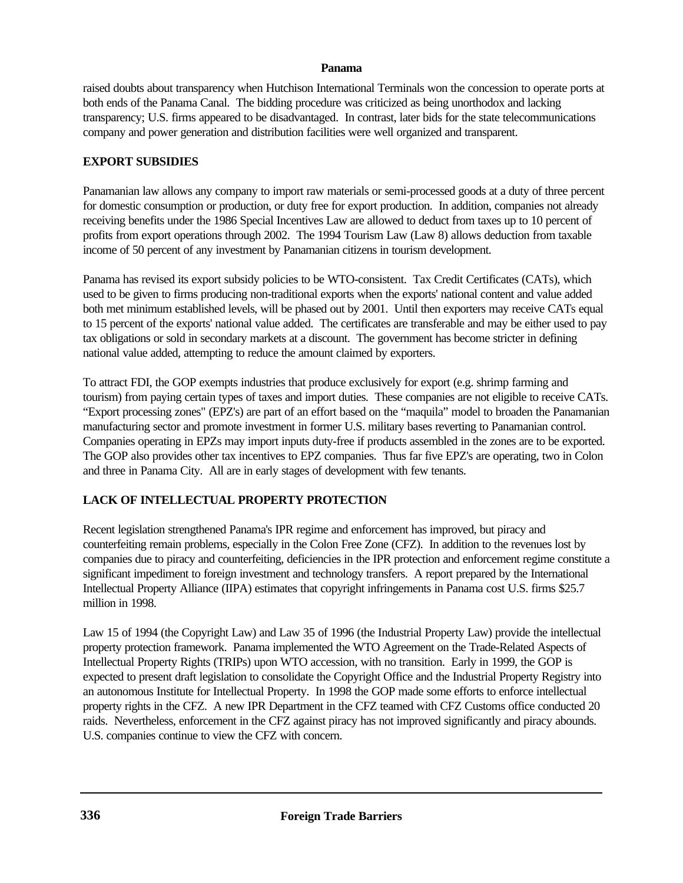raised doubts about transparency when Hutchison International Terminals won the concession to operate ports at both ends of the Panama Canal. The bidding procedure was criticized as being unorthodox and lacking transparency; U.S. firms appeared to be disadvantaged. In contrast, later bids for the state telecommunications company and power generation and distribution facilities were well organized and transparent.

## EXPORT SUBSIDIES

Panamanian law allows any company to import raw materials or semi-processed goods at a duty of three percent for domestic consumption or production, or duty free for export production. In addition, companies not already receiving benefits under the 1986 Special Incentives Law are allowed to deduct from taxes up to 10 percent of profits from export operations through 2002. The 1994 Tourism Law (Law 8) allows deduction from taxable income of 50 percent of any investment by Panamanian citizens in tourism development.

Panama has revised its export subsidy policies to be WTO-consistent. Tax Credit Certificates (CATs), which used to be given to firms producing non-traditional exports when the exports' national content and value added both met minimum established levels, will be phased out by 2001. Until then exporters may receive CATs equal to 15 percent of the exports' national value added. The certificates are transferable and may be either used to pay tax obligations or sold in secondary markets at a discount. The government has become stricter in defining national value added, attempting to reduce the amount claimed by exporters.

To attract FDI, the GOP exempts industries that produce exclusively for export (e.g. shrimp farming and tourism) from paying certain types of taxes and import duties. These companies are not eligible to receive CATs. "Export processing zones" (EPZ's) are part of an effort based on the "maquila" model to broaden the Panamanian manufacturing sector and promote investment in former U.S. military bases reverting to Panamanian control. Companies operating in EPZs may import inputs duty-free if products assembled in the zones are to be exported. The GOP also provides other tax incentives to EPZ companies. Thus far five EPZ's are operating, two in Colon and three in Panama City. All are in early stages of development with few tenants.

## LACK OF INTELLECTUAL PROPERTY PROTECTION

Recent legislation strengthened Panama's IPR regime and enforcement has improved, but piracy and counterfeiting remain problems, especially in the Colon Free Zone (CFZ). In addition to the revenues lost by companies due to piracy and counterfeiting, deficiencies in the IPR protection and enforcement regime constitute a significant impediment to foreign investment and technology transfers. A report prepared by the International Intellectual Property Alliance (IIPA) estimates that copyright infringements in Panama cost U.S. firms $25.7 million in 1998.

Law 15 of 1994 (the Copyright Law) and Law 35 of 1996 (the Industrial Property Law) provide the intellectual property protection framework. Panama implemented the WTO Agreement on the Trade-Related Aspects of Intellectual Property Rights (TRIPs) upon WTO accession, with no transition. Early in 1999, the GOP is expected to present draft legislation to consolidate the Copyright Office and the Industrial Property Registry into an autonomous Institute for Intellectual Property. In 1998 the GOP made some efforts to enforce intellectual property rights in the CFZ. A new IPR Department in the CFZ teamed with CFZ Customs office conducted 20 raids. Nevertheless, enforcement in the CFZ against piracy has not improved significantly and piracy abounds. U.S. companies continue to view the CFZ with concern.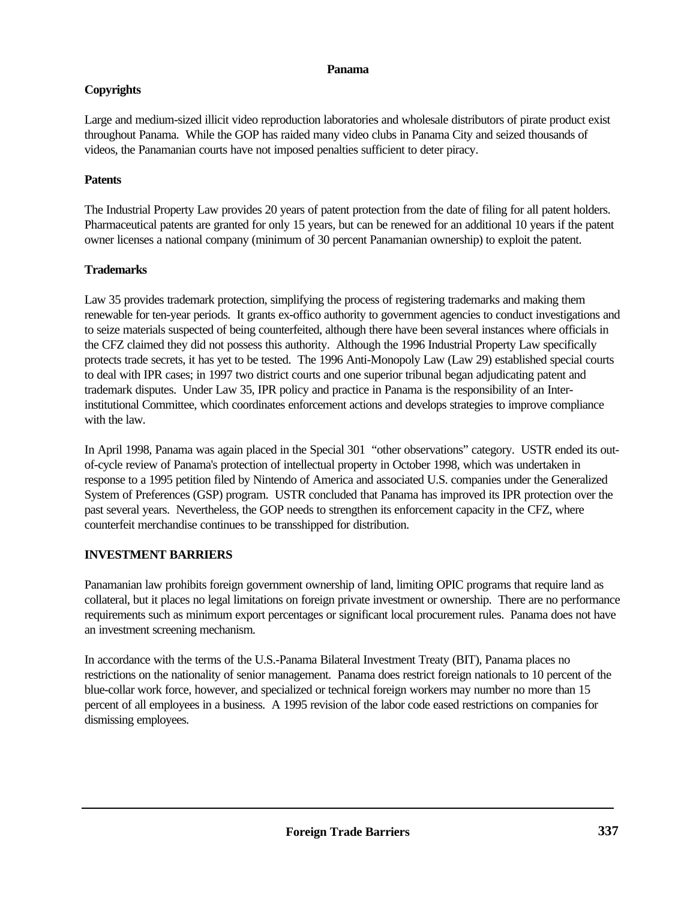**Panama**

**Copyrights**

Large and medium-sized illicit video reproduction laboratories and wholesale distributors of pirate product exist throughout Panama. While the GOP has raided many video clubs in Panama City and seized thousands of videos, the Panamanian courts have not imposed penalties sufficient to deter piracy.

**Patents**

The Industrial Property Law provides 20 years of patent protection from the date of filing for all patent holders. Pharmaceutical patents are granted for only 15 years, but can be renewed for an additional 10 years if the patent owner licenses a national company (minimum of 30 percent Panamanian ownership) to exploit the patent.

**Trademarks**

Law 35 provides trademark protection, simplifying the process of registering trademarks and making them renewable for ten-year periods. It grants ex-offico authority to government agencies to conduct investigations and to seize materials suspected of being counterfeited, although there have been several instances where officials in the CFZ claimed they did not possess this authority. Although the 1996 Industrial Property Law specifically protects trade secrets, it has yet to be tested. The 1996 Anti-Monopoly Law (Law 29) established special courts to deal with IPR cases; in 1997 two district courts and one superior tribunal began adjudicating patent and trademark disputes. Under Law 35, IPR policy and practice in Panama is the responsibility of an Inter-institutional Committee, which coordinates enforcement actions and develops strategies to improve compliance with the law.

In April 1998, Panama was again placed in the Special 301 "other observations" category. USTR ended its out-of-cycle review of Panama's protection of intellectual property in October 1998, which was undertaken in response to a 1995 petition filed by Nintendo of America and associated U.S. companies under the Generalized System of Preferences (GSP) program. USTR concluded that Panama has improved its IPR protection over the past several years. Nevertheless, the GOP needs to strengthen its enforcement capacity in the CFZ, where counterfeit merchandise continues to be transshipped for distribution.

**INVESTMENT BARRIERS**

Panamanian law prohibits foreign government ownership of land, limiting OPIC programs that require land as collateral, but it places no legal limitations on foreign private investment or ownership. There are no performance requirements such as minimum export percentages or significant local procurement rules. Panama does not have an investment screening mechanism.

In accordance with the terms of the U.S.-Panama Bilateral Investment Treaty (BIT), Panama places no restrictions on the nationality of senior management. Panama does restrict foreign nationals to 10 percent of the blue-collar work force, however, and specialized or technical foreign workers may number no more than 15 percent of all employees in a business. A 1995 revision of the labor code eased restrictions on companies for dismissing employees.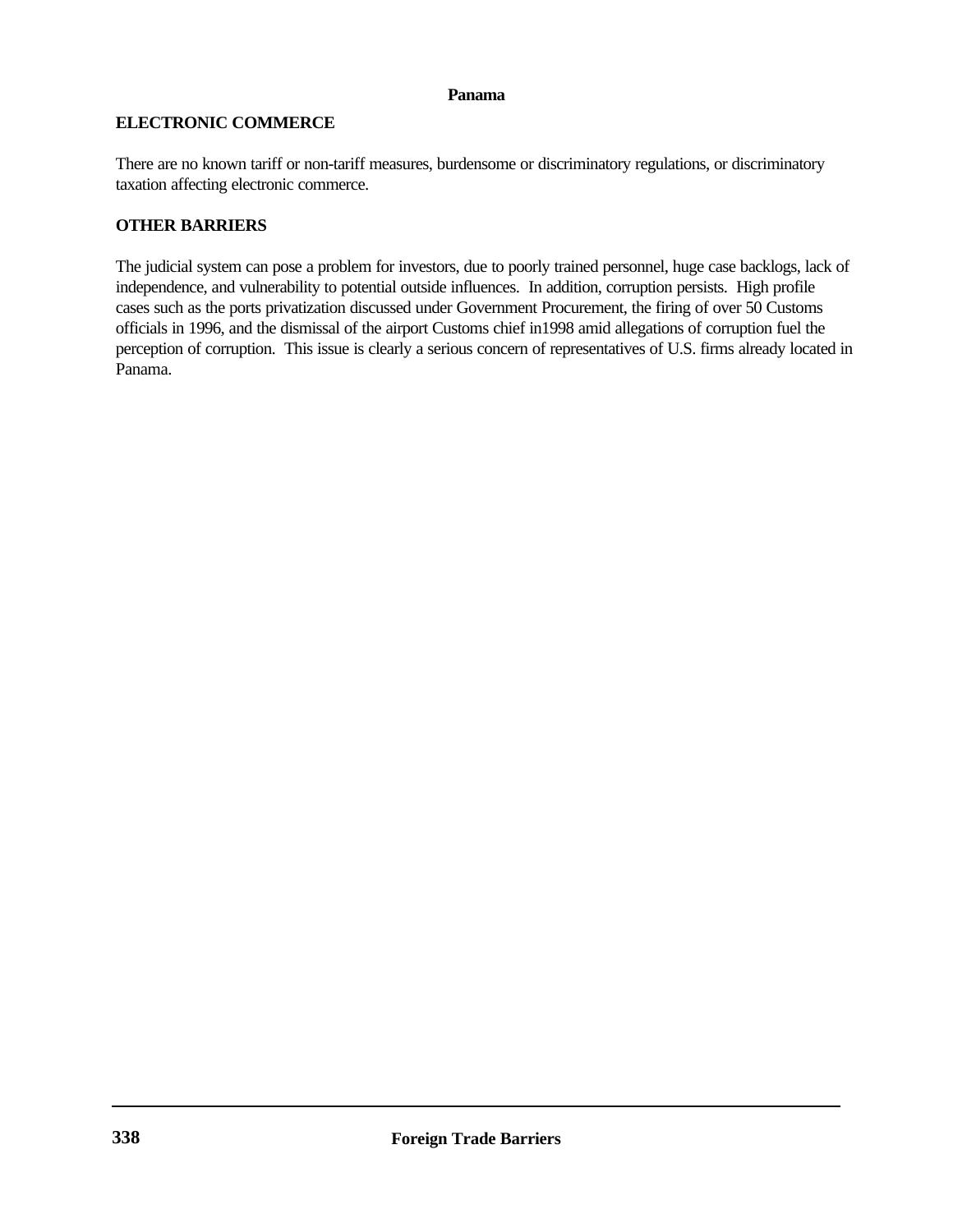**Panama**

## ELECTRONIC COMMERCE

There are no known tariff or non-tariff measures, burdensome or discriminatory regulations, or discriminatory taxation affecting electronic commerce.

## OTHER BARRIERS

The judicial system can pose a problem for investors, due to poorly trained personnel, huge case backlogs, lack of independence, and vulnerability to potential outside influences. In addition, corruption persists. High profile cases such as the ports privatization discussed under Government Procurement, the firing of over 50 Customs officials in 1996, and the dismissal of the airport Customs chief in1998 amid allegations of corruption fuel the perception of corruption. This issue is clearly a serious concern of representatives of U.S. firms already located in Panama.